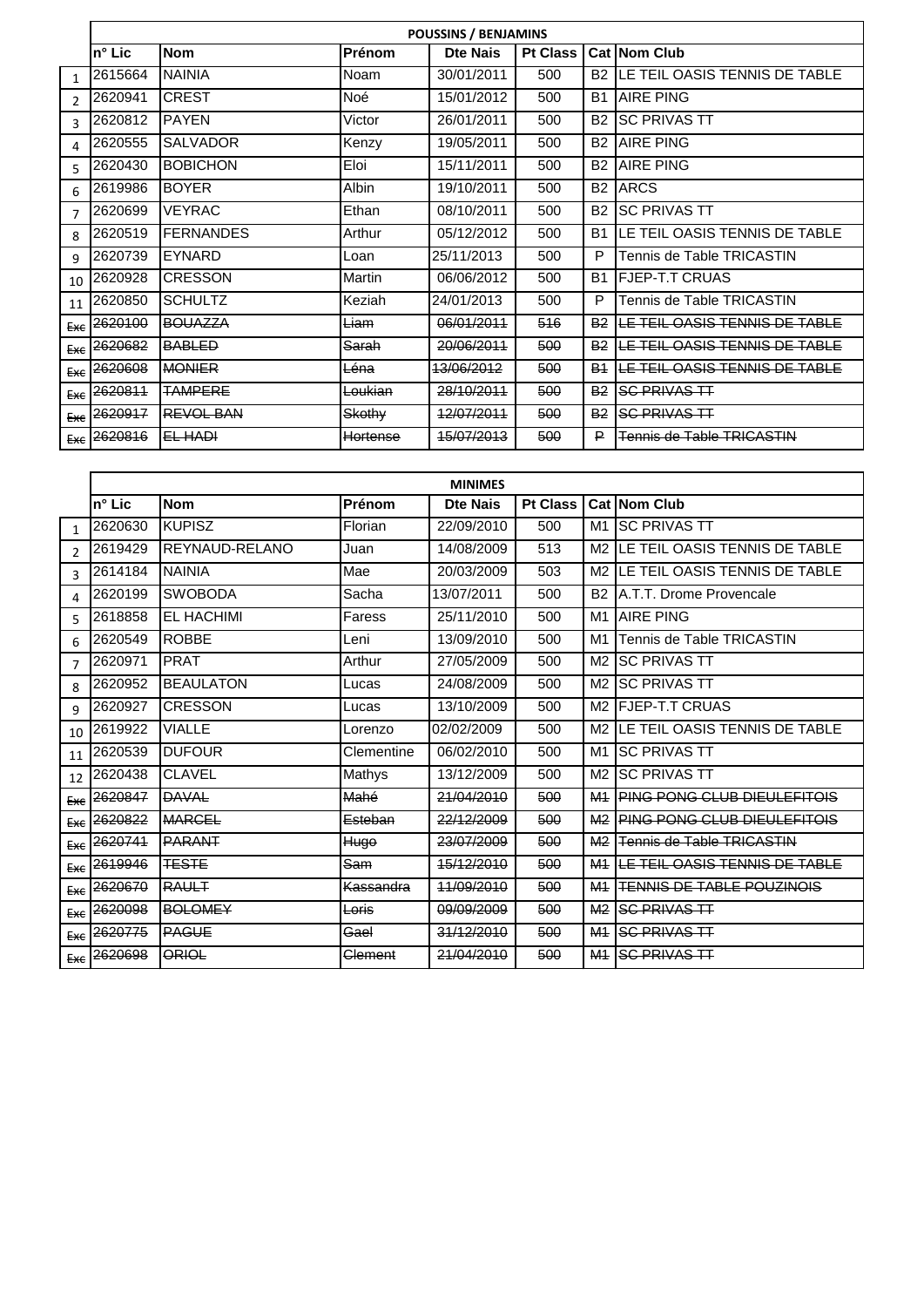| | POUSSINS / BENJAMINS | | | | | | |
|---|---|---|---|---|---|---|---|
| | n° Lic | Nom | Prénom | Dte Nais | Pt Class | Cat | Nom Club |
| 1 | 2615664 | NAINIA | Noam | 30/01/2011 | 500 | B2 | LE TEIL OASIS TENNIS DE TABLE |
| 2 | 2620941 | CREST | Noé | 15/01/2012 | 500 | B1 | AIRE PING |
| 3 | 2620812 | PAYEN | Victor | 26/01/2011 | 500 | B2 | SC PRIVAS TT |
| 4 | 2620555 | SALVADOR | Kenzy | 19/05/2011 | 500 | B2 | AIRE PING |
| 5 | 2620430 | BOBICHON | Eloi | 15/11/2011 | 500 | B2 | AIRE PING |
| 6 | 2619986 | BOYER | Albin | 19/10/2011 | 500 | B2 | ARCS |
| 7 | 2620699 | VEYRAC | Ethan | 08/10/2011 | 500 | B2 | SC PRIVAS TT |
| 8 | 2620519 | FERNANDES | Arthur | 05/12/2012 | 500 | B1 | LE TEIL OASIS TENNIS DE TABLE |
| 9 | 2620739 | EYNARD | Loan | 25/11/2013 | 500 | P | Tennis de Table TRICASTIN |
| 10 | 2620928 | CRESSON | Martin | 06/06/2012 | 500 | B1 | FJEP-T.T CRUAS |
| 11 | 2620850 | SCHULTZ | Keziah | 24/01/2013 | 500 | P | Tennis de Table TRICASTIN |
| ~~Exc~~ | ~~2620100~~ | ~~BOUAZZA~~ | ~~Liam~~ | ~~06/01/2011~~ | ~~516~~ | ~~B2~~ | ~~LE TEIL OASIS TENNIS DE TABLE~~ |
| ~~Exc~~ | ~~2620682~~ | ~~BABLED~~ | ~~Sarah~~ | ~~20/06/2011~~ | ~~500~~ | ~~B2~~ | ~~LE TEIL OASIS TENNIS DE TABLE~~ |
| ~~Exc~~ | ~~2620608~~ | ~~MONIER~~ | ~~Léna~~ | ~~13/06/2012~~ | ~~500~~ | ~~B1~~ | ~~LE TEIL OASIS TENNIS DE TABLE~~ |
| ~~Exc~~ | ~~2620811~~ | ~~TAMPERE~~ | ~~Loukian~~ | ~~28/10/2011~~ | ~~500~~ | ~~B2~~ | ~~SC PRIVAS TT~~ |
| ~~Exc~~ | ~~2620917~~ | ~~REVOL BAN~~ | ~~Skothy~~ | ~~12/07/2011~~ | ~~500~~ | ~~B2~~ | ~~SC PRIVAS TT~~ |
| ~~Exc~~ | ~~2620816~~ | ~~EL HADI~~ | ~~Hortense~~ | ~~15/07/2013~~ | ~~500~~ | ~~P~~ | ~~Tennis de Table TRICASTIN~~ |

| | MINIMES | | | | | | |
|---|---|---|---|---|---|---|---|
| | n° Lic | Nom | Prénom | Dte Nais | Pt Class | Cat | Nom Club |
| 1 | 2620630 | KUPISZ | Florian | 22/09/2010 | 500 | M1 | SC PRIVAS TT |
| 2 | 2619429 | REYNAUD-RELANO | Juan | 14/08/2009 | 513 | M2 | LE TEIL OASIS TENNIS DE TABLE |
| 3 | 2614184 | NAINIA | Mae | 20/03/2009 | 503 | M2 | LE TEIL OASIS TENNIS DE TABLE |
| 4 | 2620199 | SWOBODA | Sacha | 13/07/2011 | 500 | B2 | A.T.T. Drome Provencale |
| 5 | 2618858 | EL HACHIMI | Faress | 25/11/2010 | 500 | M1 | AIRE PING |
| 6 | 2620549 | ROBBE | Leni | 13/09/2010 | 500 | M1 | Tennis de Table TRICASTIN |
| 7 | 2620971 | PRAT | Arthur | 27/05/2009 | 500 | M2 | SC PRIVAS TT |
| 8 | 2620952 | BEAULATON | Lucas | 24/08/2009 | 500 | M2 | SC PRIVAS TT |
| 9 | 2620927 | CRESSON | Lucas | 13/10/2009 | 500 | M2 | FJEP-T.T CRUAS |
| 10 | 2619922 | VIALLE | Lorenzo | 02/02/2009 | 500 | M2 | LE TEIL OASIS TENNIS DE TABLE |
| 11 | 2620539 | DUFOUR | Clementine | 06/02/2010 | 500 | M1 | SC PRIVAS TT |
| 12 | 2620438 | CLAVEL | Mathys | 13/12/2009 | 500 | M2 | SC PRIVAS TT |
| ~~Exc~~ | ~~2620847~~ | ~~DAVAL~~ | ~~Mahé~~ | ~~21/04/2010~~ | ~~500~~ | ~~M1~~ | ~~PING PONG CLUB DIEULEFITOIS~~ |
| ~~Exc~~ | ~~2620822~~ | ~~MARCEL~~ | ~~Esteban~~ | ~~22/12/2009~~ | ~~500~~ | ~~M2~~ | ~~PING PONG CLUB DIEULEFITOIS~~ |
| ~~Exc~~ | ~~2620741~~ | ~~PARANT~~ | ~~Hugo~~ | ~~23/07/2009~~ | ~~500~~ | ~~M2~~ | ~~Tennis de Table TRICASTIN~~ |
| ~~Exc~~ | ~~2619946~~ | ~~TESTE~~ | ~~Sam~~ | ~~15/12/2010~~ | ~~500~~ | ~~M1~~ | ~~LE TEIL OASIS TENNIS DE TABLE~~ |
| ~~Exc~~ | ~~2620670~~ | ~~RAULT~~ | ~~Kassandra~~ | ~~11/09/2010~~ | ~~500~~ | ~~M1~~ | ~~TENNIS DE TABLE POUZINOIS~~ |
| ~~Exc~~ | ~~2620098~~ | ~~BOLOMEY~~ | ~~Loris~~ | ~~09/09/2009~~ | ~~500~~ | ~~M2~~ | ~~SC PRIVAS TT~~ |
| ~~Exc~~ | ~~2620775~~ | ~~PAGUE~~ | ~~Gael~~ | ~~31/12/2010~~ | ~~500~~ | ~~M1~~ | ~~SC PRIVAS TT~~ |
| ~~Exc~~ | ~~2620698~~ | ~~ORIOL~~ | ~~Clement~~ | ~~21/04/2010~~ | ~~500~~ | ~~M1~~ | ~~SC PRIVAS TT~~ |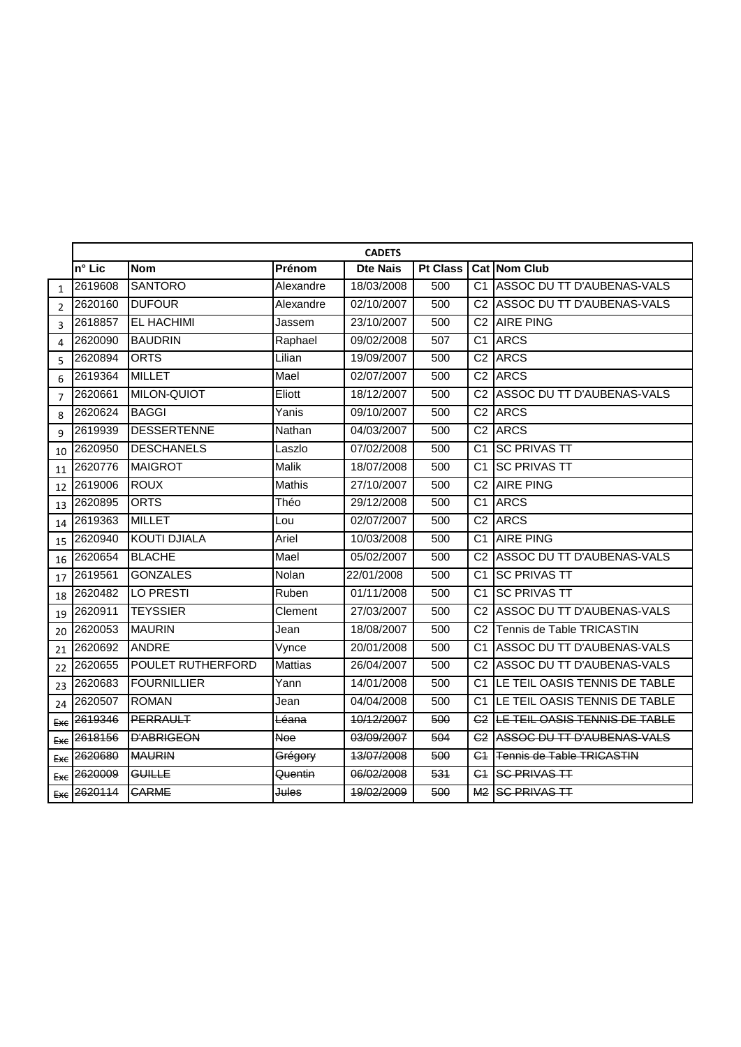| | CADETS | | | | | | |
|---|---|---|---|---|---|---|---|
| | n° Lic | Nom | Prénom | Dte Nais | Pt Class | Cat | Nom Club |
| 1 | 2619608 | SANTORO | Alexandre | 18/03/2008 | 500 | C1 | ASSOC DU TT D'AUBENAS-VALS |
| 2 | 2620160 | DUFOUR | Alexandre | 02/10/2007 | 500 | C2 | ASSOC DU TT D'AUBENAS-VALS |
| 3 | 2618857 | EL HACHIMI | Jassem | 23/10/2007 | 500 | C2 | AIRE PING |
| 4 | 2620090 | BAUDRIN | Raphael | 09/02/2008 | 507 | C1 | ARCS |
| 5 | 2620894 | ORTS | Lilian | 19/09/2007 | 500 | C2 | ARCS |
| 6 | 2619364 | MILLET | Mael | 02/07/2007 | 500 | C2 | ARCS |
| 7 | 2620661 | MILON-QUIOT | Eliott | 18/12/2007 | 500 | C2 | ASSOC DU TT D'AUBENAS-VALS |
| 8 | 2620624 | BAGGI | Yanis | 09/10/2007 | 500 | C2 | ARCS |
| 9 | 2619939 | DESSERTENNE | Nathan | 04/03/2007 | 500 | C2 | ARCS |
| 10 | 2620950 | DESCHANELS | Laszlo | 07/02/2008 | 500 | C1 | SC PRIVAS TT |
| 11 | 2620776 | MAIGROT | Malik | 18/07/2008 | 500 | C1 | SC PRIVAS TT |
| 12 | 2619006 | ROUX | Mathis | 27/10/2007 | 500 | C2 | AIRE PING |
| 13 | 2620895 | ORTS | Théo | 29/12/2008 | 500 | C1 | ARCS |
| 14 | 2619363 | MILLET | Lou | 02/07/2007 | 500 | C2 | ARCS |
| 15 | 2620940 | KOUTI DJIALA | Ariel | 10/03/2008 | 500 | C1 | AIRE PING |
| 16 | 2620654 | BLACHE | Mael | 05/02/2007 | 500 | C2 | ASSOC DU TT D'AUBENAS-VALS |
| 17 | 2619561 | GONZALES | Nolan | 22/01/2008 | 500 | C1 | SC PRIVAS TT |
| 18 | 2620482 | LO PRESTI | Ruben | 01/11/2008 | 500 | C1 | SC PRIVAS TT |
| 19 | 2620911 | TEYSSIER | Clement | 27/03/2007 | 500 | C2 | ASSOC DU TT D'AUBENAS-VALS |
| 20 | 2620053 | MAURIN | Jean | 18/08/2007 | 500 | C2 | Tennis de Table TRICASTIN |
| 21 | 2620692 | ANDRE | Vynce | 20/01/2008 | 500 | C1 | ASSOC DU TT D'AUBENAS-VALS |
| 22 | 2620655 | POULET RUTHERFORD | Mattias | 26/04/2007 | 500 | C2 | ASSOC DU TT D'AUBENAS-VALS |
| 23 | 2620683 | FOURNILLIER | Yann | 14/01/2008 | 500 | C1 | LE TEIL OASIS TENNIS DE TABLE |
| 24 | 2620507 | ROMAN | Jean | 04/04/2008 | 500 | C1 | LE TEIL OASIS TENNIS DE TABLE |
| ~~Exc~~ | ~~2619346~~ | ~~PERRAULT~~ | ~~Léana~~ | ~~10/12/2007~~ | ~~500~~ | ~~C2~~ | ~~LE TEIL OASIS TENNIS DE TABLE~~ |
| ~~Exc~~ | ~~2618156~~ | ~~D'ABRIGEON~~ | ~~Noe~~ | ~~03/09/2007~~ | ~~504~~ | ~~C2~~ | ~~ASSOC DU TT D'AUBENAS-VALS~~ |
| ~~Exc~~ | ~~2620680~~ | ~~MAURIN~~ | ~~Grégory~~ | ~~13/07/2008~~ | ~~500~~ | ~~C1~~ | ~~Tennis de Table TRICASTIN~~ |
| ~~Exc~~ | ~~2620009~~ | ~~GUILLE~~ | ~~Quentin~~ | ~~06/02/2008~~ | ~~531~~ | ~~C1~~ | ~~SC PRIVAS TT~~ |
| ~~Exc~~ | ~~2620114~~ | ~~CARME~~ | ~~Jules~~ | ~~19/02/2009~~ | ~~500~~ | ~~M2~~ | ~~SC PRIVAS TT~~ |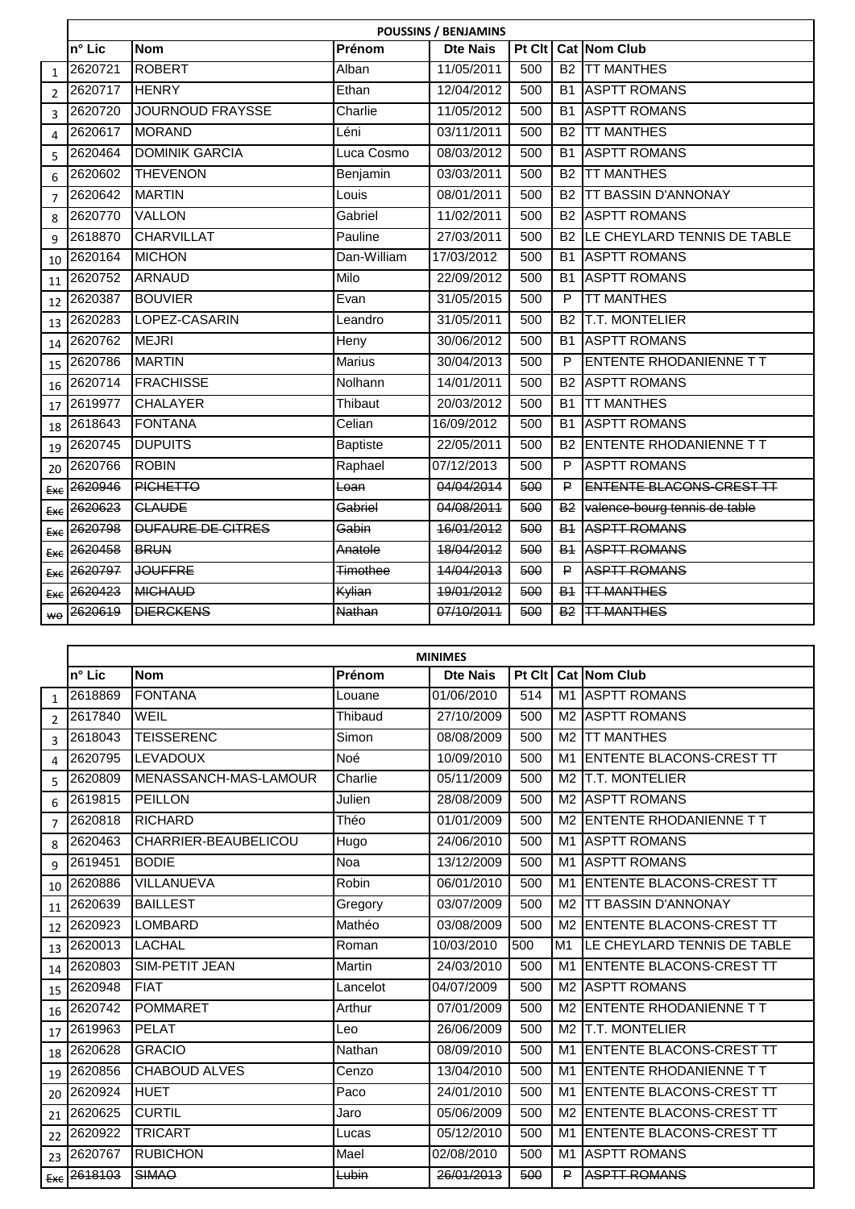| | POUSSINS / BENJAMINS | | | | | | |
|---|---|---|---|---|---|---|---|
| | n° Lic | Nom | Prénom | Dte Nais | Pt Clt | Cat | Nom Club |
| 1 | 2620721 | ROBERT | Alban | 11/05/2011 | 500 | B2 | TT MANTHES |
| 2 | 2620717 | HENRY | Ethan | 12/04/2012 | 500 | B1 | ASPTT ROMANS |
| 3 | 2620720 | JOURNOUD FRAYSSE | Charlie | 11/05/2012 | 500 | B1 | ASPTT ROMANS |
| 4 | 2620617 | MORAND | Léni | 03/11/2011 | 500 | B2 | TT MANTHES |
| 5 | 2620464 | DOMINIK GARCIA | Luca Cosmo | 08/03/2012 | 500 | B1 | ASPTT ROMANS |
| 6 | 2620602 | THEVENON | Benjamin | 03/03/2011 | 500 | B2 | TT MANTHES |
| 7 | 2620642 | MARTIN | Louis | 08/01/2011 | 500 | B2 | TT BASSIN D'ANNONAY |
| 8 | 2620770 | VALLON | Gabriel | 11/02/2011 | 500 | B2 | ASPTT ROMANS |
| 9 | 2618870 | CHARVILLAT | Pauline | 27/03/2011 | 500 | B2 | LE CHEYLARD TENNIS DE TABLE |
| 10 | 2620164 | MICHON | Dan-William | 17/03/2012 | 500 | B1 | ASPTT ROMANS |
| 11 | 2620752 | ARNAUD | Milo | 22/09/2012 | 500 | B1 | ASPTT ROMANS |
| 12 | 2620387 | BOUVIER | Evan | 31/05/2015 | 500 | P | TT MANTHES |
| 13 | 2620283 | LOPEZ-CASARIN | Leandro | 31/05/2011 | 500 | B2 | T.T. MONTELIER |
| 14 | 2620762 | MEJRI | Heny | 30/06/2012 | 500 | B1 | ASPTT ROMANS |
| 15 | 2620786 | MARTIN | Marius | 30/04/2013 | 500 | P | ENTENTE RHODANIENNE T T |
| 16 | 2620714 | FRACHISSE | Nolhann | 14/01/2011 | 500 | B2 | ASPTT ROMANS |
| 17 | 2619977 | CHALAYER | Thibaut | 20/03/2012 | 500 | B1 | TT MANTHES |
| 18 | 2618643 | FONTANA | Celian | 16/09/2012 | 500 | B1 | ASPTT ROMANS |
| 19 | 2620745 | DUPUITS | Baptiste | 22/05/2011 | 500 | B2 | ENTENTE RHODANIENNE T T |
| 20 | 2620766 | ROBIN | Raphael | 07/12/2013 | 500 | P | ASPTT ROMANS |
| ~~Exc~~ | ~~2620946~~ | ~~PICHETTO~~ | ~~Loan~~ | ~~04/04/2014~~ | ~~500~~ | ~~P~~ | ~~ENTENTE BLACONS-CREST TT~~ |
| ~~Exc~~ | ~~2620623~~ | ~~CLAUDE~~ | ~~Gabriel~~ | ~~04/08/2011~~ | ~~500~~ | ~~B2~~ | ~~valence-bourg tennis de table~~ |
| ~~Exc~~ | ~~2620798~~ | ~~DUFAURE DE CITRES~~ | ~~Gabin~~ | ~~16/01/2012~~ | ~~500~~ | ~~B1~~ | ~~ASPTT ROMANS~~ |
| ~~Exc~~ | ~~2620458~~ | ~~BRUN~~ | ~~Anatole~~ | ~~18/04/2012~~ | ~~500~~ | ~~B1~~ | ~~ASPTT ROMANS~~ |
| ~~Exc~~ | ~~2620797~~ | ~~JOUFFRE~~ | ~~Timothee~~ | ~~14/04/2013~~ | ~~500~~ | ~~P~~ | ~~ASPTT ROMANS~~ |
| ~~Exc~~ | ~~2620423~~ | ~~MICHAUD~~ | ~~Kylian~~ | ~~19/01/2012~~ | ~~500~~ | ~~B1~~ | ~~TT MANTHES~~ |
| ~~wo~~ | ~~2620619~~ | ~~DIERCKENS~~ | ~~Nathan~~ | ~~07/10/2011~~ | ~~500~~ | ~~B2~~ | ~~TT MANTHES~~ |

| | MINIMES | | | | | | |
|---|---|---|---|---|---|---|---|
| | n° Lic | Nom | Prénom | Dte Nais | Pt Clt | Cat | Nom Club |
| 1 | 2618869 | FONTANA | Louane | 01/06/2010 | 514 | M1 | ASPTT ROMANS |
| 2 | 2617840 | WEIL | Thibaud | 27/10/2009 | 500 | M2 | ASPTT ROMANS |
| 3 | 2618043 | TEISSERENC | Simon | 08/08/2009 | 500 | M2 | TT MANTHES |
| 4 | 2620795 | LEVADOUX | Noé | 10/09/2010 | 500 | M1 | ENTENTE BLACONS-CREST TT |
| 5 | 2620809 | MENASSANCH-MAS-LAMOUR | Charlie | 05/11/2009 | 500 | M2 | T.T. MONTELIER |
| 6 | 2619815 | PEILLON | Julien | 28/08/2009 | 500 | M2 | ASPTT ROMANS |
| 7 | 2620818 | RICHARD | Théo | 01/01/2009 | 500 | M2 | ENTENTE RHODANIENNE T T |
| 8 | 2620463 | CHARRIER-BEAUBELICOU | Hugo | 24/06/2010 | 500 | M1 | ASPTT ROMANS |
| 9 | 2619451 | BODIE | Noa | 13/12/2009 | 500 | M1 | ASPTT ROMANS |
| 10 | 2620886 | VILLANUEVA | Robin | 06/01/2010 | 500 | M1 | ENTENTE BLACONS-CREST TT |
| 11 | 2620639 | BAILLEST | Gregory | 03/07/2009 | 500 | M2 | TT BASSIN D'ANNONAY |
| 12 | 2620923 | LOMBARD | Mathéo | 03/08/2009 | 500 | M2 | ENTENTE BLACONS-CREST TT |
| 13 | 2620013 | LACHAL | Roman | 10/03/2010 | 500 | M1 | LE CHEYLARD TENNIS DE TABLE |
| 14 | 2620803 | SIM-PETIT JEAN | Martin | 24/03/2010 | 500 | M1 | ENTENTE BLACONS-CREST TT |
| 15 | 2620948 | FIAT | Lancelot | 04/07/2009 | 500 | M2 | ASPTT ROMANS |
| 16 | 2620742 | POMMARET | Arthur | 07/01/2009 | 500 | M2 | ENTENTE RHODANIENNE T T |
| 17 | 2619963 | PELAT | Leo | 26/06/2009 | 500 | M2 | T.T. MONTELIER |
| 18 | 2620628 | GRACIO | Nathan | 08/09/2010 | 500 | M1 | ENTENTE BLACONS-CREST TT |
| 19 | 2620856 | CHABOUD ALVES | Cenzo | 13/04/2010 | 500 | M1 | ENTENTE RHODANIENNE T T |
| 20 | 2620924 | HUET | Paco | 24/01/2010 | 500 | M1 | ENTENTE BLACONS-CREST TT |
| 21 | 2620625 | CURTIL | Jaro | 05/06/2009 | 500 | M2 | ENTENTE BLACONS-CREST TT |
| 22 | 2620922 | TRICART | Lucas | 05/12/2010 | 500 | M1 | ENTENTE BLACONS-CREST TT |
| 23 | 2620767 | RUBICHON | Mael | 02/08/2010 | 500 | M1 | ASPTT ROMANS |
| ~~Exc~~ | ~~2618103~~ | ~~SIMAO~~ | ~~Lubin~~ | ~~26/01/2013~~ | ~~500~~ | ~~P~~ | ~~ASPTT ROMANS~~ |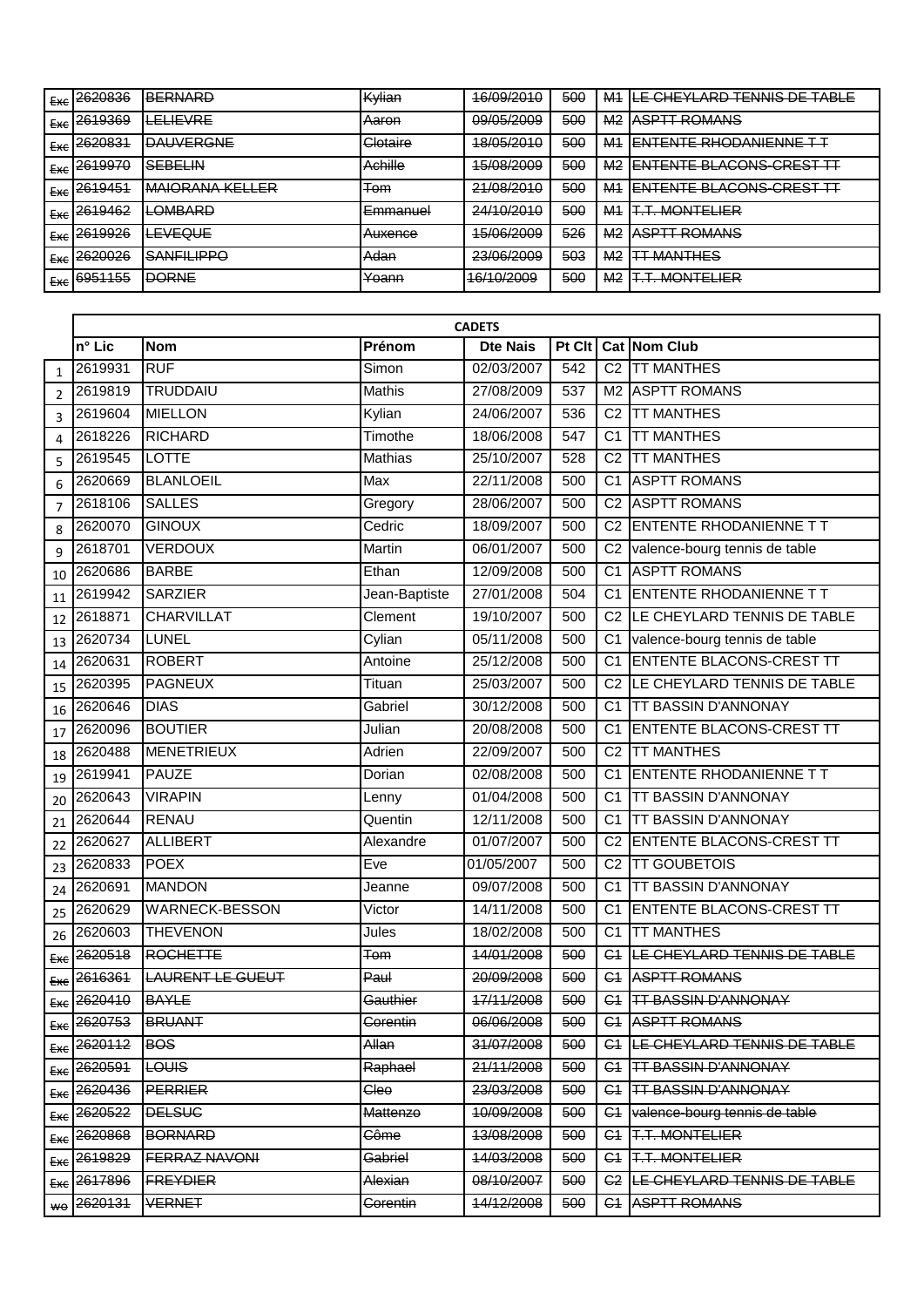| | | | | | | | |
|---|---|---|---|---|---|---|---|
| Exc | ~~2620836~~ | ~~BERNARD~~ | ~~Kylian~~ | ~~16/09/2010~~ | ~~500~~ | ~~M1~~ | ~~LE CHEYLARD TENNIS DE TABLE~~ |
| Exc | ~~2619369~~ | ~~LELIEVRE~~ | ~~Aaron~~ | ~~09/05/2009~~ | ~~500~~ | ~~M2~~ | ~~ASPTT ROMANS~~ |
| Exc | ~~2620831~~ | ~~DAUVERGNE~~ | ~~Clotaire~~ | ~~18/05/2010~~ | ~~500~~ | ~~M1~~ | ~~ENTENTE RHODANIENNE T T~~ |
| Exc | ~~2619970~~ | ~~SEBELIN~~ | ~~Achille~~ | ~~15/08/2009~~ | ~~500~~ | ~~M2~~ | ~~ENTENTE BLACONS-CREST TT~~ |
| Exc | ~~2619451~~ | ~~MAIORANA KELLER~~ | ~~Tom~~ | ~~21/08/2010~~ | ~~500~~ | ~~M1~~ | ~~ENTENTE BLACONS-CREST TT~~ |
| Exc | ~~2619462~~ | ~~LOMBARD~~ | ~~Emmanuel~~ | ~~24/10/2010~~ | ~~500~~ | ~~M1~~ | ~~T.T. MONTELIER~~ |
| Exc | ~~2619926~~ | ~~LEVEQUE~~ | ~~Auxence~~ | ~~15/06/2009~~ | ~~526~~ | ~~M2~~ | ~~ASPTT ROMANS~~ |
| Exc | ~~2620026~~ | ~~SANFILIPPO~~ | ~~Adan~~ | ~~23/06/2009~~ | ~~503~~ | ~~M2~~ | ~~TT MANTHES~~ |
| Exc | ~~6951155~~ | ~~DORNE~~ | ~~Yoann~~ | ~~16/10/2009~~ | ~~500~~ | ~~M2~~ | ~~T.T. MONTELIER~~ |

**CADETS**

| | n° Lic | Nom | Prénom | Dte Nais | Pt Clt | Cat | Nom Club |
|---|---|---|---|---|---|---|---|
| 1 | 2619931 | RUF | Simon | 02/03/2007 | 542 | C2 | TT MANTHES |
| 2 | 2619819 | TRUDDAIU | Mathis | 27/08/2009 | 537 | M2 | ASPTT ROMANS |
| 3 | 2619604 | MIELLON | Kylian | 24/06/2007 | 536 | C2 | TT MANTHES |
| 4 | 2618226 | RICHARD | Timothe | 18/06/2008 | 547 | C1 | TT MANTHES |
| 5 | 2619545 | LOTTE | Mathias | 25/10/2007 | 528 | C2 | TT MANTHES |
| 6 | 2620669 | BLANLOEIL | Max | 22/11/2008 | 500 | C1 | ASPTT ROMANS |
| 7 | 2618106 | SALLES | Gregory | 28/06/2007 | 500 | C2 | ASPTT ROMANS |
| 8 | 2620070 | GINOUX | Cedric | 18/09/2007 | 500 | C2 | ENTENTE RHODANIENNE T T |
| 9 | 2618701 | VERDOUX | Martin | 06/01/2007 | 500 | C2 | valence-bourg tennis de table |
| 10 | 2620686 | BARBE | Ethan | 12/09/2008 | 500 | C1 | ASPTT ROMANS |
| 11 | 2619942 | SARZIER | Jean-Baptiste | 27/01/2008 | 504 | C1 | ENTENTE RHODANIENNE T T |
| 12 | 2618871 | CHARVILLAT | Clement | 19/10/2007 | 500 | C2 | LE CHEYLARD TENNIS DE TABLE |
| 13 | 2620734 | LUNEL | Cylian | 05/11/2008 | 500 | C1 | valence-bourg tennis de table |
| 14 | 2620631 | ROBERT | Antoine | 25/12/2008 | 500 | C1 | ENTENTE BLACONS-CREST TT |
| 15 | 2620395 | PAGNEUX | Tituan | 25/03/2007 | 500 | C2 | LE CHEYLARD TENNIS DE TABLE |
| 16 | 2620646 | DIAS | Gabriel | 30/12/2008 | 500 | C1 | TT BASSIN D'ANNONAY |
| 17 | 2620096 | BOUTIER | Julian | 20/08/2008 | 500 | C1 | ENTENTE BLACONS-CREST TT |
| 18 | 2620488 | MENETRIEUX | Adrien | 22/09/2007 | 500 | C2 | TT MANTHES |
| 19 | 2619941 | PAUZE | Dorian | 02/08/2008 | 500 | C1 | ENTENTE RHODANIENNE T T |
| 20 | 2620643 | VIRAPIN | Lenny | 01/04/2008 | 500 | C1 | TT BASSIN D'ANNONAY |
| 21 | 2620644 | RENAU | Quentin | 12/11/2008 | 500 | C1 | TT BASSIN D'ANNONAY |
| 22 | 2620627 | ALLIBERT | Alexandre | 01/07/2007 | 500 | C2 | ENTENTE BLACONS-CREST TT |
| 23 | 2620833 | POEX | Eve | 01/05/2007 | 500 | C2 | TT GOUBETOIS |
| 24 | 2620691 | MANDON | Jeanne | 09/07/2008 | 500 | C1 | TT BASSIN D'ANNONAY |
| 25 | 2620629 | WARNECK-BESSON | Victor | 14/11/2008 | 500 | C1 | ENTENTE BLACONS-CREST TT |
| 26 | 2620603 | THEVENON | Jules | 18/02/2008 | 500 | C1 | TT MANTHES |
| Exc | ~~2620518~~ | ~~ROCHETTE~~ | ~~Tom~~ | ~~14/01/2008~~ | ~~500~~ | ~~C1~~ | ~~LE CHEYLARD TENNIS DE TABLE~~ |
| Exc | ~~2616361~~ | ~~LAURENT LE GUEUT~~ | ~~Paul~~ | ~~20/09/2008~~ | ~~500~~ | ~~C1~~ | ~~ASPTT ROMANS~~ |
| Exc | ~~2620410~~ | ~~BAYLE~~ | ~~Gauthier~~ | ~~17/11/2008~~ | ~~500~~ | ~~C1~~ | ~~TT BASSIN D'ANNONAY~~ |
| Exc | ~~2620753~~ | ~~BRUANT~~ | ~~Corentin~~ | ~~06/06/2008~~ | ~~500~~ | ~~C1~~ | ~~ASPTT ROMANS~~ |
| Exc | ~~2620112~~ | ~~BOS~~ | ~~Allan~~ | ~~31/07/2008~~ | ~~500~~ | ~~C1~~ | ~~LE CHEYLARD TENNIS DE TABLE~~ |
| Exc | ~~2620591~~ | ~~LOUIS~~ | ~~Raphael~~ | ~~21/11/2008~~ | ~~500~~ | ~~C1~~ | ~~TT BASSIN D'ANNONAY~~ |
| Exc | ~~2620436~~ | ~~PERRIER~~ | ~~Cleo~~ | ~~23/03/2008~~ | ~~500~~ | ~~C1~~ | ~~TT BASSIN D'ANNONAY~~ |
| Exc | ~~2620522~~ | ~~DELSUC~~ | ~~Mattenzo~~ | ~~10/09/2008~~ | ~~500~~ | ~~C1~~ | ~~valence-bourg tennis de table~~ |
| Exc | ~~2620868~~ | ~~BORNARD~~ | ~~Côme~~ | ~~13/08/2008~~ | ~~500~~ | ~~C1~~ | ~~T.T. MONTELIER~~ |
| Exc | ~~2619829~~ | ~~FERRAZ NAVONI~~ | ~~Gabriel~~ | ~~14/03/2008~~ | ~~500~~ | ~~C1~~ | ~~T.T. MONTELIER~~ |
| Exc | ~~2617896~~ | ~~FREYDIER~~ | ~~Alexian~~ | ~~08/10/2007~~ | ~~500~~ | ~~C2~~ | ~~LE CHEYLARD TENNIS DE TABLE~~ |
| wo | ~~2620131~~ | ~~VERNET~~ | ~~Corentin~~ | ~~14/12/2008~~ | ~~500~~ | ~~C1~~ | ~~ASPTT ROMANS~~ |